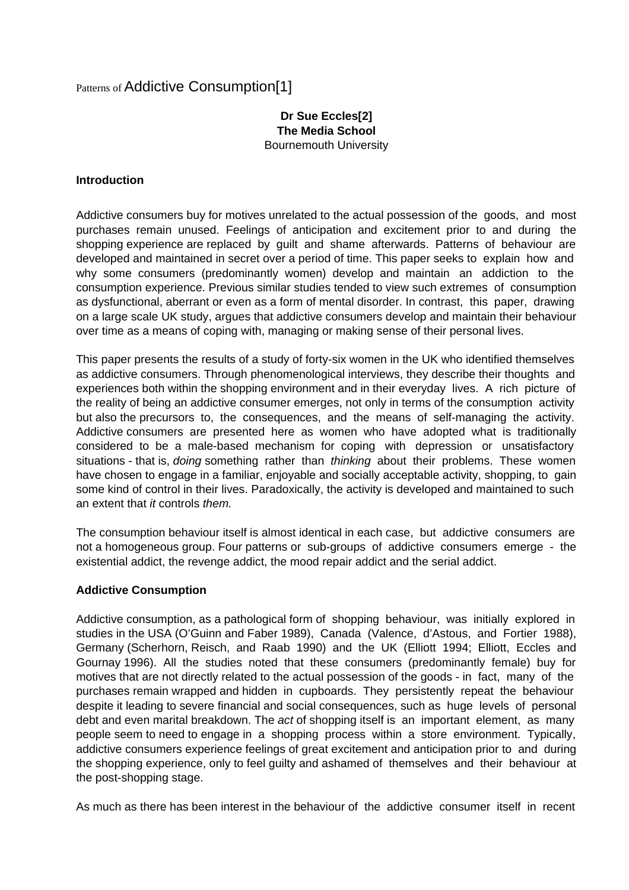# Patterns of Addictive Consumption[1]

**Dr Sue Eccles[2]**
**The Media School**
Bournemouth University

## Introduction

Addictive consumers buy for motives unrelated to the actual possession of the goods, and most purchases remain unused. Feelings of anticipation and excitement prior to and during the shopping experience are replaced by guilt and shame afterwards. Patterns of behaviour are developed and maintained in secret over a period of time. This paper seeks to explain how and why some consumers (predominantly women) develop and maintain an addiction to the consumption experience. Previous similar studies tended to view such extremes of consumption as dysfunctional, aberrant or even as a form of mental disorder. In contrast, this paper, drawing on a large scale UK study, argues that addictive consumers develop and maintain their behaviour over time as a means of coping with, managing or making sense of their personal lives.

This paper presents the results of a study of forty-six women in the UK who identified themselves as addictive consumers. Through phenomenological interviews, they describe their thoughts and experiences both within the shopping environment and in their everyday lives. A rich picture of the reality of being an addictive consumer emerges, not only in terms of the consumption activity but also the precursors to, the consequences, and the means of self-managing the activity. Addictive consumers are presented here as women who have adopted what is traditionally considered to be a male-based mechanism for coping with depression or unsatisfactory situations - that is, *doing* something rather than *thinking* about their problems. These women have chosen to engage in a familiar, enjoyable and socially acceptable activity, shopping, to gain some kind of control in their lives. Paradoxically, the activity is developed and maintained to such an extent that *it* controls *them.*

The consumption behaviour itself is almost identical in each case, but addictive consumers are not a homogeneous group. Four patterns or sub-groups of addictive consumers emerge - the existential addict, the revenge addict, the mood repair addict and the serial addict.

## Addictive Consumption

Addictive consumption, as a pathological form of shopping behaviour, was initially explored in studies in the USA (O'Guinn and Faber 1989), Canada (Valence, d'Astous, and Fortier 1988), Germany (Scherhorn, Reisch, and Raab 1990) and the UK (Elliott 1994; Elliott, Eccles and Gournay 1996). All the studies noted that these consumers (predominantly female) buy for motives that are not directly related to the actual possession of the goods - in fact, many of the purchases remain wrapped and hidden in cupboards. They persistently repeat the behaviour despite it leading to severe financial and social consequences, such as huge levels of personal debt and even marital breakdown. The *act* of shopping itself is an important element, as many people seem to need to engage in a shopping process within a store environment. Typically, addictive consumers experience feelings of great excitement and anticipation prior to and during the shopping experience, only to feel guilty and ashamed of themselves and their behaviour at the post-shopping stage.

As much as there has been interest in the behaviour of the addictive consumer itself in recent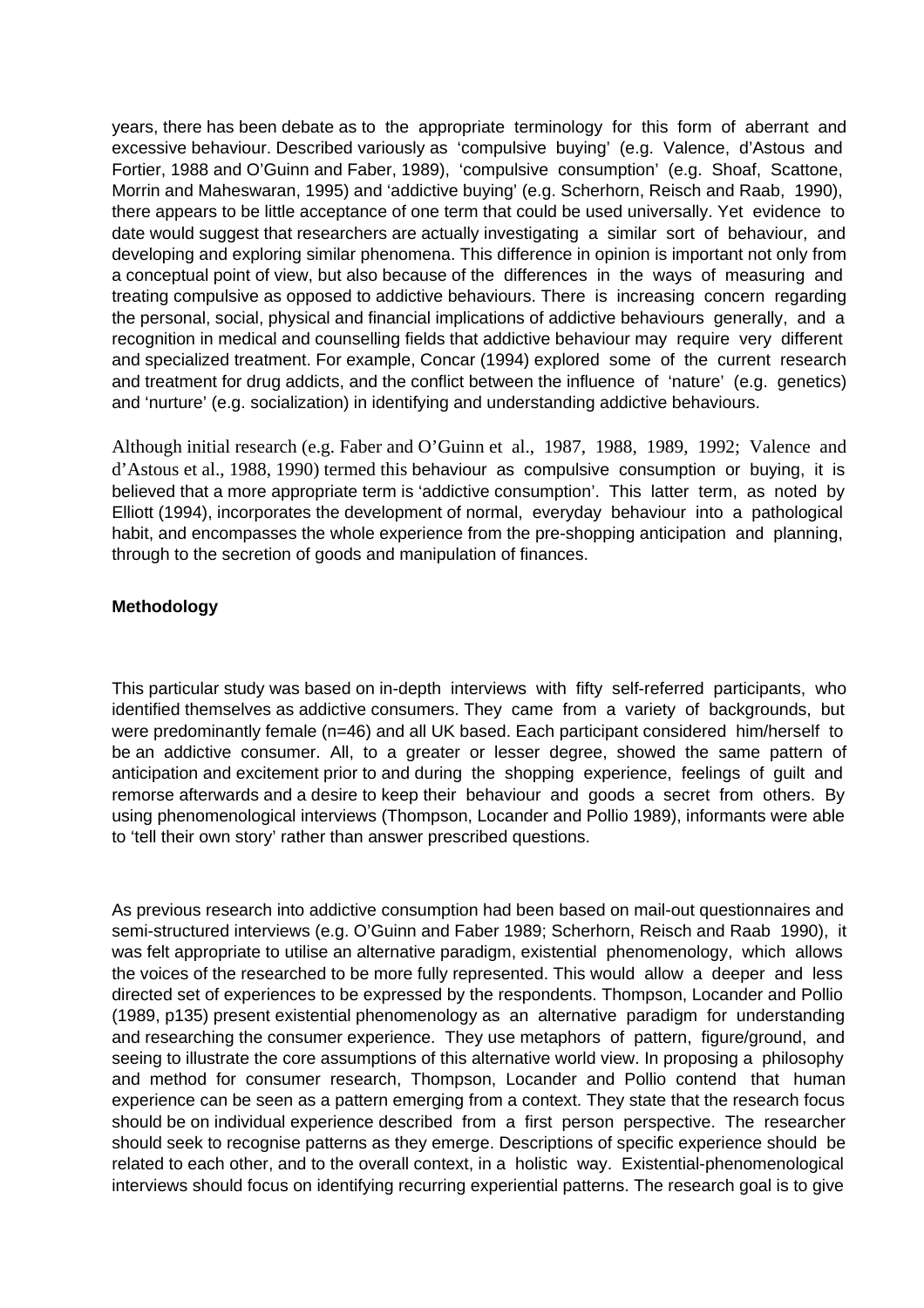years, there has been debate as to the appropriate terminology for this form of aberrant and excessive behaviour. Described variously as 'compulsive buying' (e.g. Valence, d'Astous and Fortier, 1988 and O'Guinn and Faber, 1989), 'compulsive consumption' (e.g. Shoaf, Scattone, Morrin and Maheswaran, 1995) and 'addictive buying' (e.g. Scherhorn, Reisch and Raab, 1990), there appears to be little acceptance of one term that could be used universally. Yet evidence to date would suggest that researchers are actually investigating a similar sort of behaviour, and developing and exploring similar phenomena. This difference in opinion is important not only from a conceptual point of view, but also because of the differences in the ways of measuring and treating compulsive as opposed to addictive behaviours. There is increasing concern regarding the personal, social, physical and financial implications of addictive behaviours generally, and a recognition in medical and counselling fields that addictive behaviour may require very different and specialized treatment. For example, Concar (1994) explored some of the current research and treatment for drug addicts, and the conflict between the influence of 'nature' (e.g. genetics) and 'nurture' (e.g. socialization) in identifying and understanding addictive behaviours.

Although initial research (e.g. Faber and O'Guinn et al., 1987, 1988, 1989, 1992; Valence and d'Astous et al., 1988, 1990) termed this behaviour as compulsive consumption or buying, it is believed that a more appropriate term is 'addictive consumption'. This latter term, as noted by Elliott (1994), incorporates the development of normal, everyday behaviour into a pathological habit, and encompasses the whole experience from the pre-shopping anticipation and planning, through to the secretion of goods and manipulation of finances.

**Methodology**

This particular study was based on in-depth interviews with fifty self-referred participants, who identified themselves as addictive consumers. They came from a variety of backgrounds, but were predominantly female (n=46) and all UK based. Each participant considered him/herself to be an addictive consumer. All, to a greater or lesser degree, showed the same pattern of anticipation and excitement prior to and during the shopping experience, feelings of guilt and remorse afterwards and a desire to keep their behaviour and goods a secret from others. By using phenomenological interviews (Thompson, Locander and Pollio 1989), informants were able to 'tell their own story' rather than answer prescribed questions.

As previous research into addictive consumption had been based on mail-out questionnaires and semi-structured interviews (e.g. O'Guinn and Faber 1989; Scherhorn, Reisch and Raab 1990), it was felt appropriate to utilise an alternative paradigm, existential phenomenology, which allows the voices of the researched to be more fully represented. This would allow a deeper and less directed set of experiences to be expressed by the respondents. Thompson, Locander and Pollio (1989, p135) present existential phenomenology as an alternative paradigm for understanding and researching the consumer experience. They use metaphors of pattern, figure/ground, and seeing to illustrate the core assumptions of this alternative world view. In proposing a philosophy and method for consumer research, Thompson, Locander and Pollio contend that human experience can be seen as a pattern emerging from a context. They state that the research focus should be on individual experience described from a first person perspective. The researcher should seek to recognise patterns as they emerge. Descriptions of specific experience should be related to each other, and to the overall context, in a holistic way. Existential-phenomenological interviews should focus on identifying recurring experiential patterns. The research goal is to give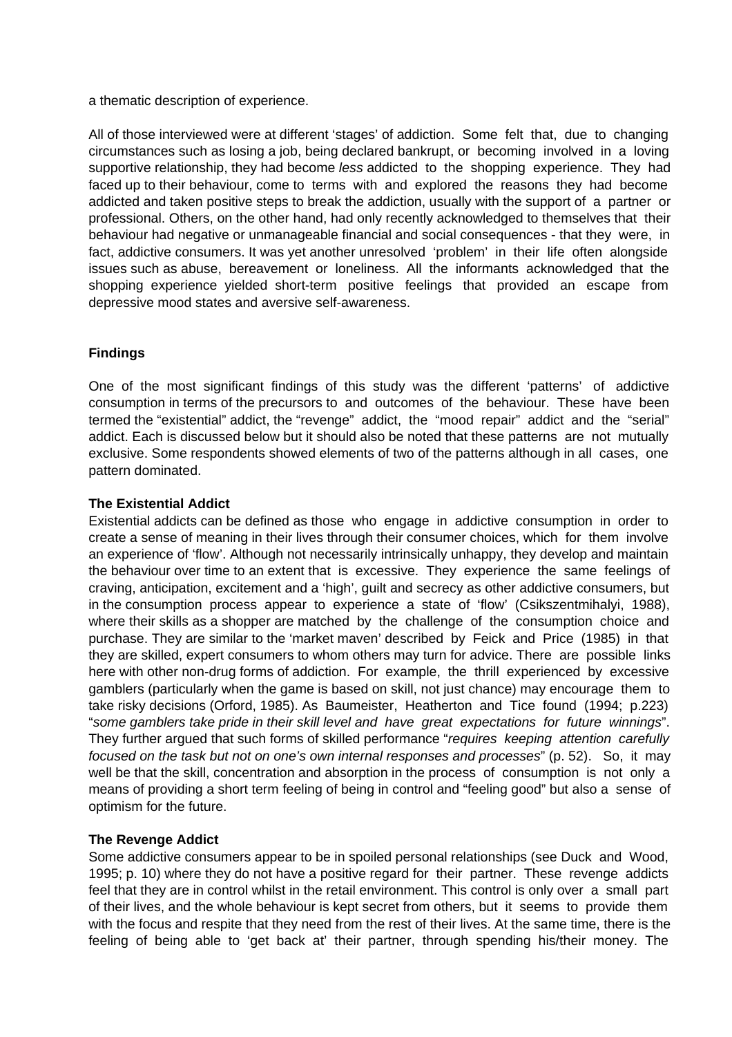a thematic description of experience.

All of those interviewed were at different 'stages' of addiction. Some felt that, due to changing circumstances such as losing a job, being declared bankrupt, or becoming involved in a loving supportive relationship, they had become *less* addicted to the shopping experience. They had faced up to their behaviour, come to terms with and explored the reasons they had become addicted and taken positive steps to break the addiction, usually with the support of a partner or professional. Others, on the other hand, had only recently acknowledged to themselves that their behaviour had negative or unmanageable financial and social consequences - that they were, in fact, addictive consumers. It was yet another unresolved 'problem' in their life often alongside issues such as abuse, bereavement or loneliness. All the informants acknowledged that the shopping experience yielded short-term positive feelings that provided an escape from depressive mood states and aversive self-awareness.

## Findings

One of the most significant findings of this study was the different 'patterns' of addictive consumption in terms of the precursors to and outcomes of the behaviour. These have been termed the "existential" addict, the "revenge" addict, the "mood repair" addict and the "serial" addict. Each is discussed below but it should also be noted that these patterns are not mutually exclusive. Some respondents showed elements of two of the patterns although in all cases, one pattern dominated.

### The Existential Addict

Existential addicts can be defined as those who engage in addictive consumption in order to create a sense of meaning in their lives through their consumer choices, which for them involve an experience of 'flow'. Although not necessarily intrinsically unhappy, they develop and maintain the behaviour over time to an extent that is excessive. They experience the same feelings of craving, anticipation, excitement and a 'high', guilt and secrecy as other addictive consumers, but in the consumption process appear to experience a state of 'flow' (Csikszentmihalyi, 1988), where their skills as a shopper are matched by the challenge of the consumption choice and purchase. They are similar to the 'market maven' described by Feick and Price (1985) in that they are skilled, expert consumers to whom others may turn for advice. There are possible links here with other non-drug forms of addiction. For example, the thrill experienced by excessive gamblers (particularly when the game is based on skill, not just chance) may encourage them to take risky decisions (Orford, 1985). As Baumeister, Heatherton and Tice found (1994; p.223) "*some gamblers take pride in their skill level and have great expectations for future winnings*". They further argued that such forms of skilled performance "*requires keeping attention carefully focused on the task but not on one's own internal responses and processes*" (p. 52). So, it may well be that the skill, concentration and absorption in the process of consumption is not only a means of providing a short term feeling of being in control and "feeling good" but also a sense of optimism for the future.

### The Revenge Addict

Some addictive consumers appear to be in spoiled personal relationships (see Duck and Wood, 1995; p. 10) where they do not have a positive regard for their partner. These revenge addicts feel that they are in control whilst in the retail environment. This control is only over a small part of their lives, and the whole behaviour is kept secret from others, but it seems to provide them with the focus and respite that they need from the rest of their lives. At the same time, there is the feeling of being able to 'get back at' their partner, through spending his/their money. The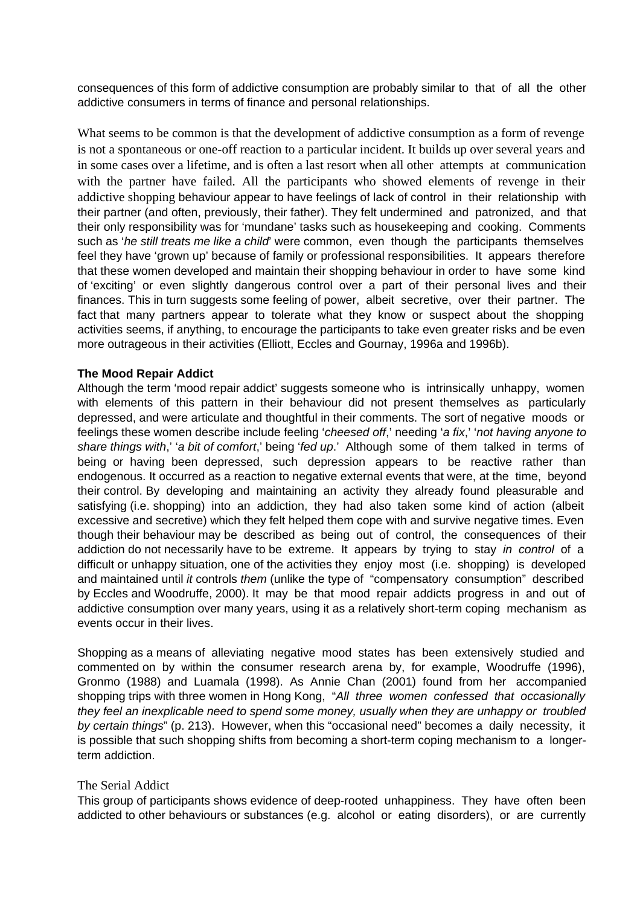consequences of this form of addictive consumption are probably similar to that of all the other addictive consumers in terms of finance and personal relationships.

What seems to be common is that the development of addictive consumption as a form of revenge is not a spontaneous or one-off reaction to a particular incident. It builds up over several years and in some cases over a lifetime, and is often a last resort when all other attempts at communication with the partner have failed. All the participants who showed elements of revenge in their addictive shopping behaviour appear to have feelings of lack of control in their relationship with their partner (and often, previously, their father). They felt undermined and patronized, and that their only responsibility was for 'mundane' tasks such as housekeeping and cooking. Comments such as '*he still treats me like a child*' were common, even though the participants themselves feel they have 'grown up' because of family or professional responsibilities. It appears therefore that these women developed and maintain their shopping behaviour in order to have some kind of 'exciting' or even slightly dangerous control over a part of their personal lives and their finances. This in turn suggests some feeling of power, albeit secretive, over their partner. The fact that many partners appear to tolerate what they know or suspect about the shopping activities seems, if anything, to encourage the participants to take even greater risks and be even more outrageous in their activities (Elliott, Eccles and Gournay, 1996a and 1996b).

**The Mood Repair Addict**

Although the term 'mood repair addict' suggests someone who is intrinsically unhappy, women with elements of this pattern in their behaviour did not present themselves as particularly depressed, and were articulate and thoughtful in their comments. The sort of negative moods or feelings these women describe include feeling '*cheesed off*,' needing '*a fix*,' '*not having anyone to share things with*,' '*a bit of comfort*,' being '*fed up*.' Although some of them talked in terms of being or having been depressed, such depression appears to be reactive rather than endogenous. It occurred as a reaction to negative external events that were, at the time, beyond their control. By developing and maintaining an activity they already found pleasurable and satisfying (i.e. shopping) into an addiction, they had also taken some kind of action (albeit excessive and secretive) which they felt helped them cope with and survive negative times. Even though their behaviour may be described as being out of control, the consequences of their addiction do not necessarily have to be extreme. It appears by trying to stay *in control* of a difficult or unhappy situation, one of the activities they enjoy most (i.e. shopping) is developed and maintained until *it* controls *them* (unlike the type of "compensatory consumption" described by Eccles and Woodruffe, 2000). It may be that mood repair addicts progress in and out of addictive consumption over many years, using it as a relatively short-term coping mechanism as events occur in their lives.

Shopping as a means of alleviating negative mood states has been extensively studied and commented on by within the consumer research arena by, for example, Woodruffe (1996), Gronmo (1988) and Luamala (1998). As Annie Chan (2001) found from her accompanied shopping trips with three women in Hong Kong, "*All three women confessed that occasionally they feel an inexplicable need to spend some money, usually when they are unhappy or troubled by certain things*" (p. 213). However, when this "occasional need" becomes a daily necessity, it is possible that such shopping shifts from becoming a short-term coping mechanism to a longer-term addiction.

The Serial Addict

This group of participants shows evidence of deep-rooted unhappiness. They have often been addicted to other behaviours or substances (e.g. alcohol or eating disorders), or are currently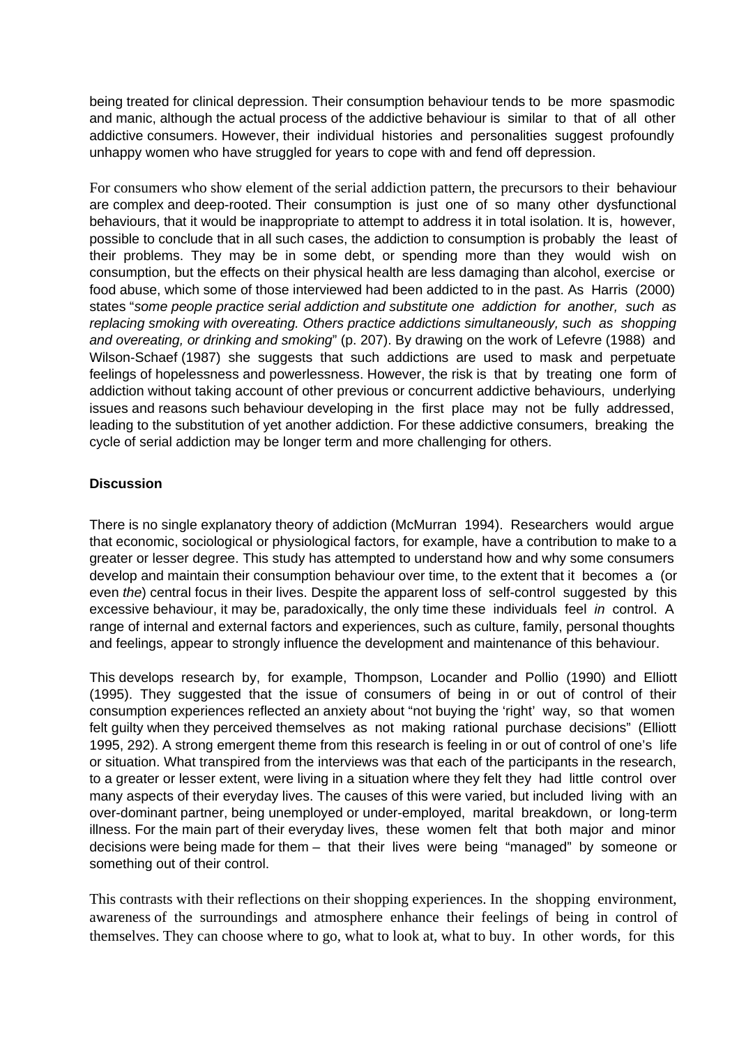being treated for clinical depression. Their consumption behaviour tends to be more spasmodic and manic, although the actual process of the addictive behaviour is similar to that of all other addictive consumers. However, their individual histories and personalities suggest profoundly unhappy women who have struggled for years to cope with and fend off depression.

For consumers who show element of the serial addiction pattern, the precursors to their behaviour are complex and deep-rooted. Their consumption is just one of so many other dysfunctional behaviours, that it would be inappropriate to attempt to address it in total isolation. It is, however, possible to conclude that in all such cases, the addiction to consumption is probably the least of their problems. They may be in some debt, or spending more than they would wish on consumption, but the effects on their physical health are less damaging than alcohol, exercise or food abuse, which some of those interviewed had been addicted to in the past. As Harris (2000) states "*some people practice serial addiction and substitute one addiction for another, such as replacing smoking with overeating. Others practice addictions simultaneously, such as shopping and overeating, or drinking and smoking*" (p. 207). By drawing on the work of Lefevre (1988) and Wilson-Schaef (1987) she suggests that such addictions are used to mask and perpetuate feelings of hopelessness and powerlessness. However, the risk is that by treating one form of addiction without taking account of other previous or concurrent addictive behaviours, underlying issues and reasons such behaviour developing in the first place may not be fully addressed, leading to the substitution of yet another addiction. For these addictive consumers, breaking the cycle of serial addiction may be longer term and more challenging for others.

**Discussion**

There is no single explanatory theory of addiction (McMurran 1994). Researchers would argue that economic, sociological or physiological factors, for example, have a contribution to make to a greater or lesser degree. This study has attempted to understand how and why some consumers develop and maintain their consumption behaviour over time, to the extent that it becomes a (or even *the*) central focus in their lives. Despite the apparent loss of self-control suggested by this excessive behaviour, it may be, paradoxically, the only time these individuals feel *in* control. A range of internal and external factors and experiences, such as culture, family, personal thoughts and feelings, appear to strongly influence the development and maintenance of this behaviour.

This develops research by, for example, Thompson, Locander and Pollio (1990) and Elliott (1995). They suggested that the issue of consumers of being in or out of control of their consumption experiences reflected an anxiety about "not buying the 'right' way, so that women felt guilty when they perceived themselves as not making rational purchase decisions" (Elliott 1995, 292). A strong emergent theme from this research is feeling in or out of control of one's life or situation. What transpired from the interviews was that each of the participants in the research, to a greater or lesser extent, were living in a situation where they felt they had little control over many aspects of their everyday lives. The causes of this were varied, but included living with an over-dominant partner, being unemployed or under-employed, marital breakdown, or long-term illness. For the main part of their everyday lives, these women felt that both major and minor decisions were being made for them – that their lives were being "managed" by someone or something out of their control.

This contrasts with their reflections on their shopping experiences. In the shopping environment, awareness of the surroundings and atmosphere enhance their feelings of being in control of themselves. They can choose where to go, what to look at, what to buy. In other words, for this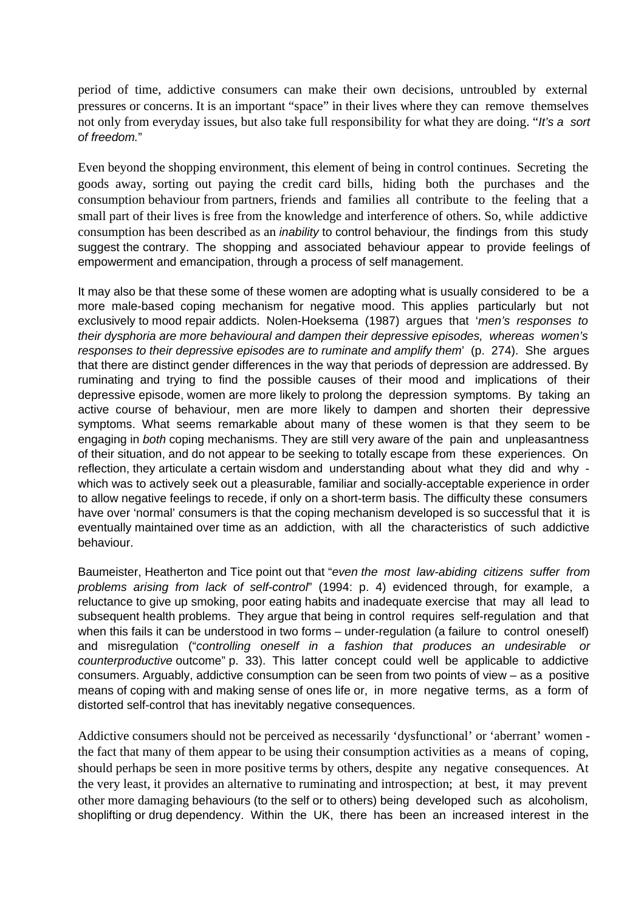period of time, addictive consumers can make their own decisions, untroubled by external pressures or concerns. It is an important "space" in their lives where they can remove themselves not only from everyday issues, but also take full responsibility for what they are doing. "*It's a sort of freedom.*"

Even beyond the shopping environment, this element of being in control continues. Secreting the goods away, sorting out paying the credit card bills, hiding both the purchases and the consumption behaviour from partners, friends and families all contribute to the feeling that a small part of their lives is free from the knowledge and interference of others. So, while addictive consumption has been described as an *inability* to control behaviour, the findings from this study suggest the contrary. The shopping and associated behaviour appear to provide feelings of empowerment and emancipation, through a process of self management.

It may also be that these some of these women are adopting what is usually considered to be a more male-based coping mechanism for negative mood. This applies particularly but not exclusively to mood repair addicts. Nolen-Hoeksema (1987) argues that '*men's responses to their dysphoria are more behavioural and dampen their depressive episodes, whereas women's responses to their depressive episodes are to ruminate and amplify them*' (p. 274). She argues that there are distinct gender differences in the way that periods of depression are addressed. By ruminating and trying to find the possible causes of their mood and implications of their depressive episode, women are more likely to prolong the depression symptoms. By taking an active course of behaviour, men are more likely to dampen and shorten their depressive symptoms. What seems remarkable about many of these women is that they seem to be engaging in *both* coping mechanisms. They are still very aware of the pain and unpleasantness of their situation, and do not appear to be seeking to totally escape from these experiences. On reflection, they articulate a certain wisdom and understanding about what they did and why - which was to actively seek out a pleasurable, familiar and socially-acceptable experience in order to allow negative feelings to recede, if only on a short-term basis. The difficulty these consumers have over 'normal' consumers is that the coping mechanism developed is so successful that it is eventually maintained over time as an addiction, with all the characteristics of such addictive behaviour.

Baumeister, Heatherton and Tice point out that "*even the most law-abiding citizens suffer from problems arising from lack of self-control*" (1994: p. 4) evidenced through, for example, a reluctance to give up smoking, poor eating habits and inadequate exercise that may all lead to subsequent health problems. They argue that being in control requires self-regulation and that when this fails it can be understood in two forms – under-regulation (a failure to control oneself) and misregulation ("*controlling oneself in a fashion that produces an undesirable or counterproductive* outcome" p. 33). This latter concept could well be applicable to addictive consumers. Arguably, addictive consumption can be seen from two points of view – as a positive means of coping with and making sense of ones life or, in more negative terms, as a form of distorted self-control that has inevitably negative consequences.

Addictive consumers should not be perceived as necessarily 'dysfunctional' or 'aberrant' women - the fact that many of them appear to be using their consumption activities as a means of coping, should perhaps be seen in more positive terms by others, despite any negative consequences. At the very least, it provides an alternative to ruminating and introspection; at best, it may prevent other more damaging behaviours (to the self or to others) being developed such as alcoholism, shoplifting or drug dependency. Within the UK, there has been an increased interest in the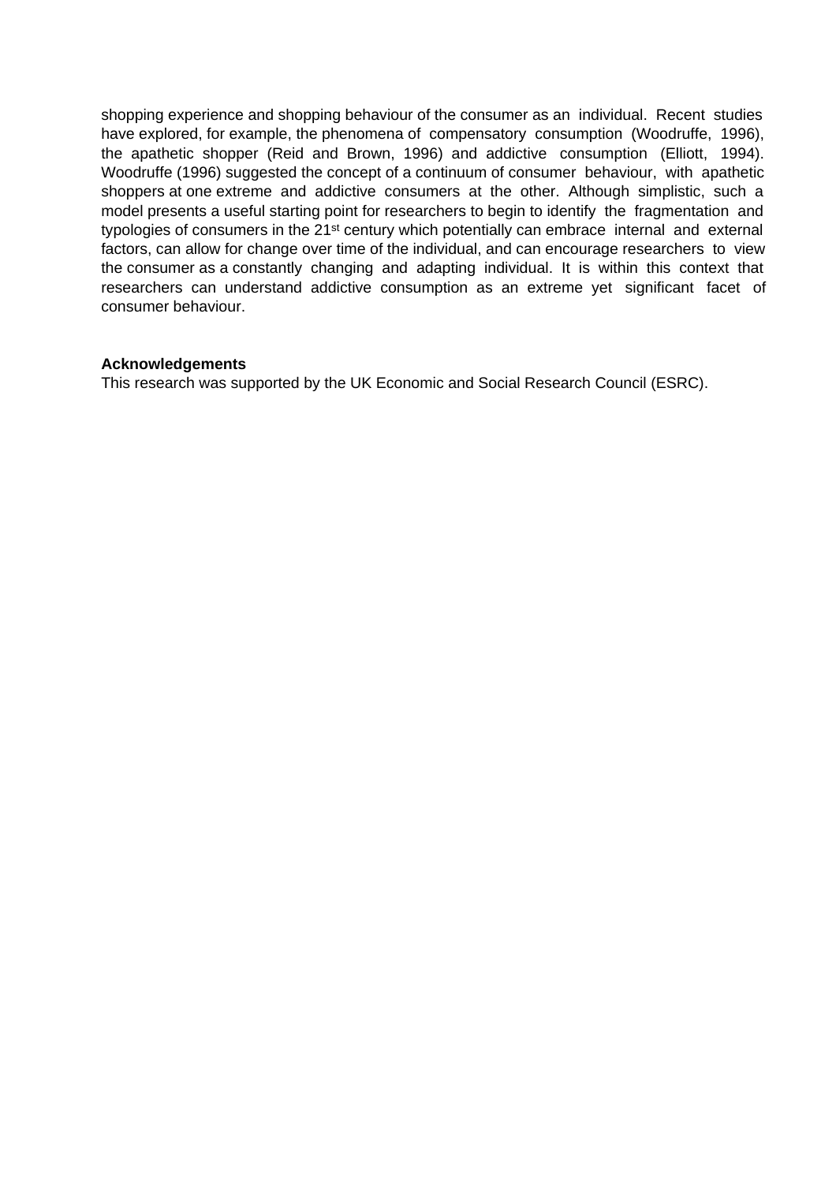shopping experience and shopping behaviour of the consumer as an individual. Recent studies have explored, for example, the phenomena of compensatory consumption (Woodruffe, 1996), the apathetic shopper (Reid and Brown, 1996) and addictive consumption (Elliott, 1994). Woodruffe (1996) suggested the concept of a continuum of consumer behaviour, with apathetic shoppers at one extreme and addictive consumers at the other. Although simplistic, such a model presents a useful starting point for researchers to begin to identify the fragmentation and typologies of consumers in the 21st century which potentially can embrace internal and external factors, can allow for change over time of the individual, and can encourage researchers to view the consumer as a constantly changing and adapting individual. It is within this context that researchers can understand addictive consumption as an extreme yet significant facet of consumer behaviour.

**Acknowledgements**

This research was supported by the UK Economic and Social Research Council (ESRC).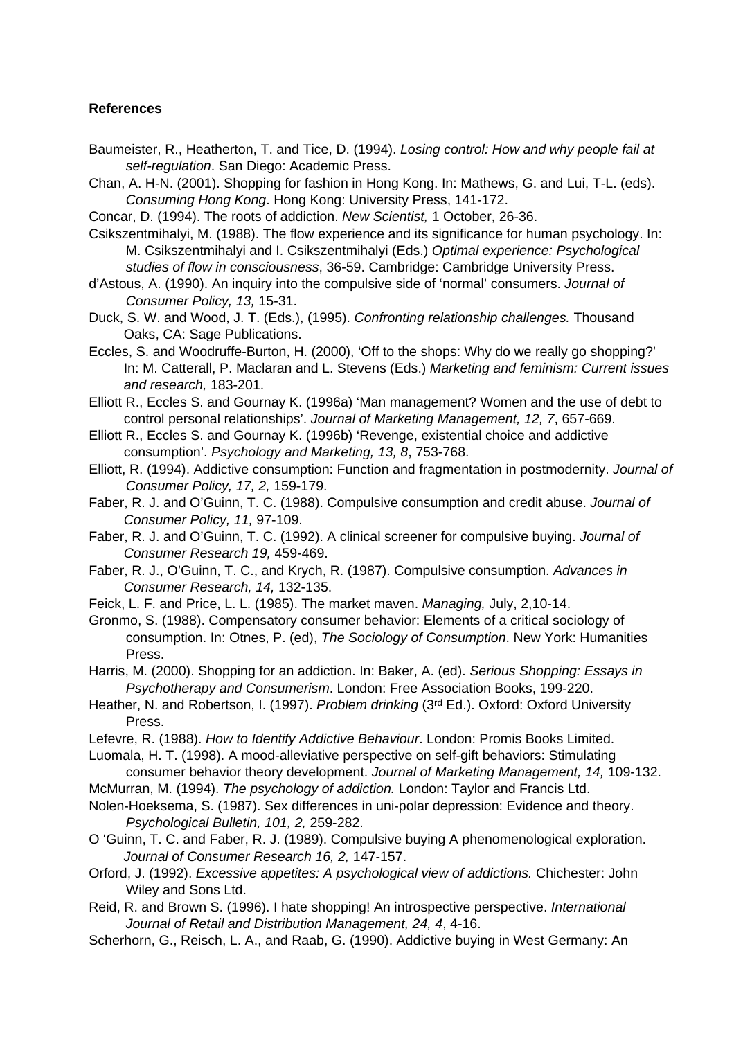**References**

Baumeister, R., Heatherton, T. and Tice, D. (1994). *Losing control: How and why people fail at self-regulation*. San Diego: Academic Press.

Chan, A. H-N. (2001). Shopping for fashion in Hong Kong. In: Mathews, G. and Lui, T-L. (eds). *Consuming Hong Kong*. Hong Kong: University Press, 141-172.

Concar, D. (1994). The roots of addiction. *New Scientist,* 1 October, 26-36.

Csikszentmihalyi, M. (1988). The flow experience and its significance for human psychology. In: M. Csikszentmihalyi and I. Csikszentmihalyi (Eds.) *Optimal experience: Psychological studies of flow in consciousness*, 36-59. Cambridge: Cambridge University Press.

d'Astous, A. (1990). An inquiry into the compulsive side of 'normal' consumers. *Journal of Consumer Policy, 13,* 15-31.

Duck, S. W. and Wood, J. T. (Eds.), (1995). *Confronting relationship challenges.* Thousand Oaks, CA: Sage Publications.

Eccles, S. and Woodruffe-Burton, H. (2000), 'Off to the shops: Why do we really go shopping?' In: M. Catterall, P. Maclaran and L. Stevens (Eds.) *Marketing and feminism: Current issues and research,* 183-201.

Elliott R., Eccles S. and Gournay K. (1996a) 'Man management? Women and the use of debt to control personal relationships'. *Journal of Marketing Management, 12, 7*, 657-669.

Elliott R., Eccles S. and Gournay K. (1996b) 'Revenge, existential choice and addictive consumption'. *Psychology and Marketing, 13, 8*, 753-768.

Elliott, R. (1994). Addictive consumption: Function and fragmentation in postmodernity. *Journal of Consumer Policy, 17, 2,* 159-179.

Faber, R. J. and O'Guinn, T. C. (1988). Compulsive consumption and credit abuse. *Journal of Consumer Policy, 11,* 97-109.

Faber, R. J. and O'Guinn, T. C. (1992). A clinical screener for compulsive buying. *Journal of Consumer Research 19,* 459-469.

Faber, R. J., O'Guinn, T. C., and Krych, R. (1987). Compulsive consumption. *Advances in Consumer Research, 14,* 132-135.

Feick, L. F. and Price, L. L. (1985). The market maven. *Managing,* July, 2,10-14.

Gronmo, S. (1988). Compensatory consumer behavior: Elements of a critical sociology of consumption. In: Otnes, P. (ed), *The Sociology of Consumption*. New York: Humanities Press.

Harris, M. (2000). Shopping for an addiction. In: Baker, A. (ed). *Serious Shopping: Essays in Psychotherapy and Consumerism*. London: Free Association Books, 199-220.

Heather, N. and Robertson, I. (1997). *Problem drinking* (3rd Ed.). Oxford: Oxford University Press.

Lefevre, R. (1988). *How to Identify Addictive Behaviour*. London: Promis Books Limited.

Luomala, H. T. (1998). A mood-alleviative perspective on self-gift behaviors: Stimulating consumer behavior theory development. *Journal of Marketing Management, 14,* 109-132.

McMurran, M. (1994). *The psychology of addiction.* London: Taylor and Francis Ltd.

Nolen-Hoeksema, S. (1987). Sex differences in uni-polar depression: Evidence and theory. *Psychological Bulletin, 101, 2,* 259-282.

O 'Guinn, T. C. and Faber, R. J. (1989). Compulsive buying A phenomenological exploration. *Journal of Consumer Research 16, 2,* 147-157.

Orford, J. (1992). *Excessive appetites: A psychological view of addictions.* Chichester: John Wiley and Sons Ltd.

Reid, R. and Brown S. (1996). I hate shopping! An introspective perspective. *International Journal of Retail and Distribution Management, 24, 4*, 4-16.

Scherhorn, G., Reisch, L. A., and Raab, G. (1990). Addictive buying in West Germany: An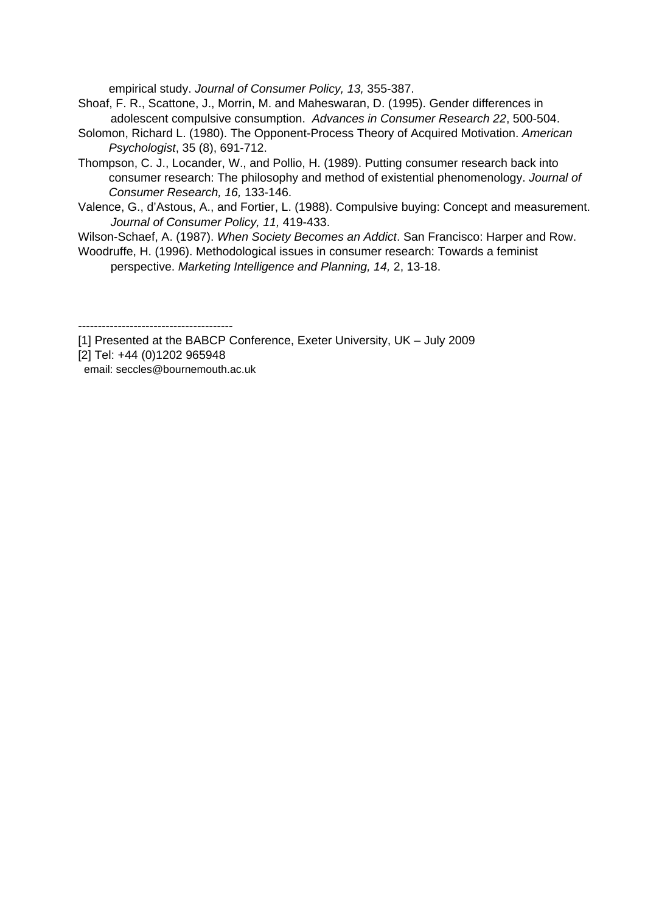empirical study. *Journal of Consumer Policy, 13,* 355-387.

Shoaf, F. R., Scattone, J., Morrin, M. and Maheswaran, D. (1995). Gender differences in adolescent compulsive consumption. *Advances in Consumer Research 22*, 500-504.

Solomon, Richard L. (1980). The Opponent-Process Theory of Acquired Motivation. *American Psychologist*, 35 (8), 691-712.

Thompson, C. J., Locander, W., and Pollio, H. (1989). Putting consumer research back into consumer research: The philosophy and method of existential phenomenology. *Journal of Consumer Research, 16,* 133-146.

Valence, G., d'Astous, A., and Fortier, L. (1988). Compulsive buying: Concept and measurement. *Journal of Consumer Policy, 11,* 419-433.

Wilson-Schaef, A. (1987). *When Society Becomes an Addict*. San Francisco: Harper and Row.

Woodruffe, H. (1996). Methodological issues in consumer research: Towards a feminist perspective. *Marketing Intelligence and Planning, 14,* 2, 13-18.

---

[1] Presented at the BABCP Conference, Exeter University, UK – July 2009

[2] Tel: +44 (0)1202 965948
email: seccles@bournemouth.ac.uk